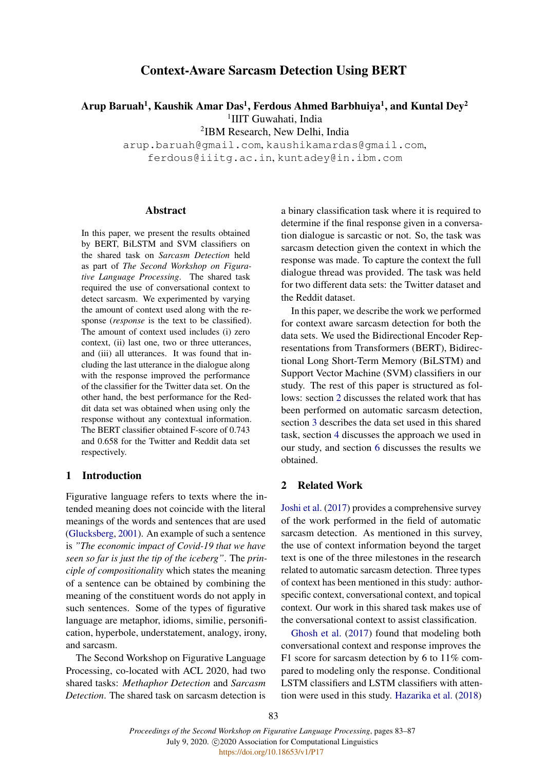# Context-Aware Sarcasm Detection Using BERT

**Arup Baruah[1], Kaushik Amar Das[1], Ferdous Ahmed Barbhuiya[1], and Kuntal Dey[2]**

[1]IIIT Guwahati, India

[2]IBM Research, New Delhi, India

arup.baruah@gmail.com, kaushikamardas@gmail.com, ferdous@iiitg.ac.in, kuntadey@in.ibm.com

## Abstract

In this paper, we present the results obtained by BERT, BiLSTM and SVM classifiers on the shared task on *Sarcasm Detection* held as part of *The Second Workshop on Figurative Language Processing*. The shared task required the use of conversational context to detect sarcasm. We experimented by varying the amount of context used along with the response (*response* is the text to be classified). The amount of context used includes (i) zero context, (ii) last one, two or three utterances, and (iii) all utterances. It was found that including the last utterance in the dialogue along with the response improved the performance of the classifier for the Twitter data set. On the other hand, the best performance for the Reddit data set was obtained when using only the response without any contextual information. The BERT classifier obtained F-score of 0.743 and 0.658 for the Twitter and Reddit data set respectively.

## 1 Introduction

Figurative language refers to texts where the intended meaning does not coincide with the literal meanings of the words and sentences that are used (Glucksberg, 2001). An example of such a sentence is *"The economic impact of Covid-19 that we have seen so far is just the tip of the iceberg"*. The *principle of compositionality* which states the meaning of a sentence can be obtained by combining the meaning of the constituent words do not apply in such sentences. Some of the types of figurative language are metaphor, idioms, similie, personification, hyperbole, understatement, analogy, irony, and sarcasm.

The Second Workshop on Figurative Language Processing, co-located with ACL 2020, had two shared tasks: *Methaphor Detection* and *Sarcasm Detection*. The shared task on sarcasm detection is a binary classification task where it is required to determine if the final response given in a conversation dialogue is sarcastic or not. So, the task was sarcasm detection given the context in which the response was made. To capture the context the full dialogue thread was provided. The task was held for two different data sets: the Twitter dataset and the Reddit dataset.

In this paper, we describe the work we performed for context aware sarcasm detection for both the data sets. We used the Bidirectional Encoder Representations from Transformers (BERT), Bidirectional Long Short-Term Memory (BiLSTM) and Support Vector Machine (SVM) classifiers in our study. The rest of this paper is structured as follows: section 2 discusses the related work that has been performed on automatic sarcasm detection, section 3 describes the data set used in this shared task, section 4 discusses the approach we used in our study, and section 6 discusses the results we obtained.

## 2 Related Work

Joshi et al. (2017) provides a comprehensive survey of the work performed in the field of automatic sarcasm detection. As mentioned in this survey, the use of context information beyond the target text is one of the three milestones in the research related to automatic sarcasm detection. Three types of context has been mentioned in this study: author-specific context, conversational context, and topical context. Our work in this shared task makes use of the conversational context to assist classification.

Ghosh et al. (2017) found that modeling both conversational context and response improves the F1 score for sarcasm detection by 6 to 11% compared to modeling only the response. Conditional LSTM classifiers and LSTM classifiers with attention were used in this study. Hazarika et al. (2018)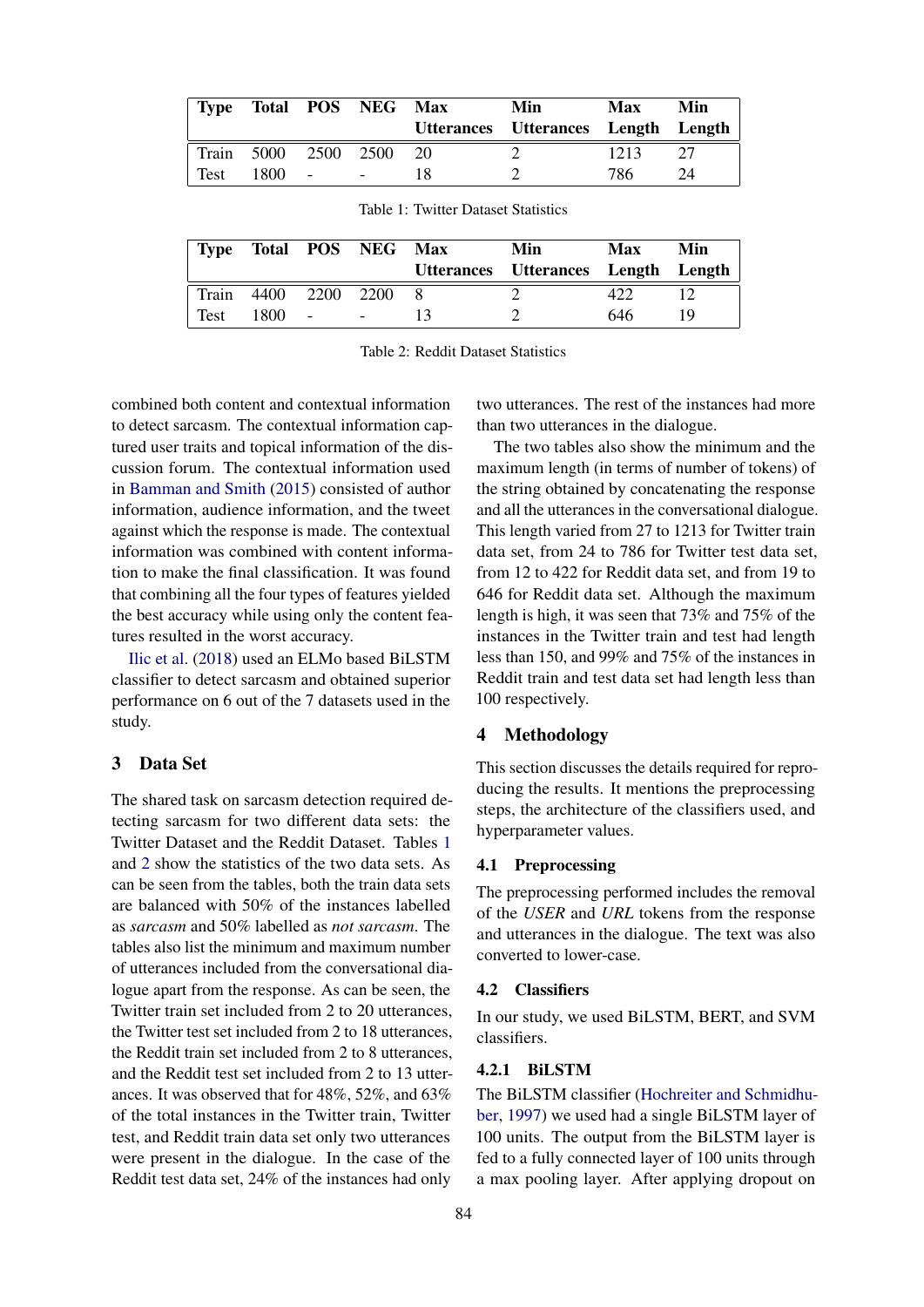| Type | Total | POS | NEG | Max Utterances | Min Utterances | Max Length | Min Length |
|---|---|---|---|---|---|---|---|
| Train | 5000 | 2500 | 2500 | 20 | 2 | 1213 | 27 |
| Test | 1800 | - | - | 18 | 2 | 786 | 24 |

Table 1: Twitter Dataset Statistics

| Type | Total | POS | NEG | Max Utterances | Min Utterances | Max Length | Min Length |
|---|---|---|---|---|---|---|---|
| Train | 4400 | 2200 | 2200 | 8 | 2 | 422 | 12 |
| Test | 1800 | - | - | 13 | 2 | 646 | 19 |

Table 2: Reddit Dataset Statistics

combined both content and contextual information to detect sarcasm. The contextual information captured user traits and topical information of the discussion forum. The contextual information used in Bamman and Smith (2015) consisted of author information, audience information, and the tweet against which the response is made. The contextual information was combined with content information to make the final classification. It was found that combining all the four types of features yielded the best accuracy while using only the content features resulted in the worst accuracy.

Ilic et al. (2018) used an ELMo based BiLSTM classifier to detect sarcasm and obtained superior performance on 6 out of the 7 datasets used in the study.

## 3 Data Set

The shared task on sarcasm detection required detecting sarcasm for two different data sets: the Twitter Dataset and the Reddit Dataset. Tables 1 and 2 show the statistics of the two data sets. As can be seen from the tables, both the train data sets are balanced with 50% of the instances labelled as *sarcasm* and 50% labelled as *not sarcasm*. The tables also list the minimum and maximum number of utterances included from the conversational dialogue apart from the response. As can be seen, the Twitter train set included from 2 to 20 utterances, the Twitter test set included from 2 to 18 utterances, the Reddit train set included from 2 to 8 utterances, and the Reddit test set included from 2 to 13 utterances. It was observed that for 48%, 52%, and 63% of the total instances in the Twitter train, Twitter test, and Reddit train data set only two utterances were present in the dialogue. In the case of the Reddit test data set, 24% of the instances had only two utterances. The rest of the instances had more than two utterances in the dialogue.

The two tables also show the minimum and the maximum length (in terms of number of tokens) of the string obtained by concatenating the response and all the utterances in the conversational dialogue. This length varied from 27 to 1213 for Twitter train data set, from 24 to 786 for Twitter test data set, from 12 to 422 for Reddit data set, and from 19 to 646 for Reddit data set. Although the maximum length is high, it was seen that 73% and 75% of the instances in the Twitter train and test had length less than 150, and 99% and 75% of the instances in Reddit train and test data set had length less than 100 respectively.

## 4 Methodology

This section discusses the details required for reproducing the results. It mentions the preprocessing steps, the architecture of the classifiers used, and hyperparameter values.

### 4.1 Preprocessing

The preprocessing performed includes the removal of the *USER* and *URL* tokens from the response and utterances in the dialogue. The text was also converted to lower-case.

### 4.2 Classifiers

In our study, we used BiLSTM, BERT, and SVM classifiers.

#### 4.2.1 BiLSTM

The BiLSTM classifier (Hochreiter and Schmidhuber, 1997) we used had a single BiLSTM layer of 100 units. The output from the BiLSTM layer is fed to a fully connected layer of 100 units through a max pooling layer. After applying dropout on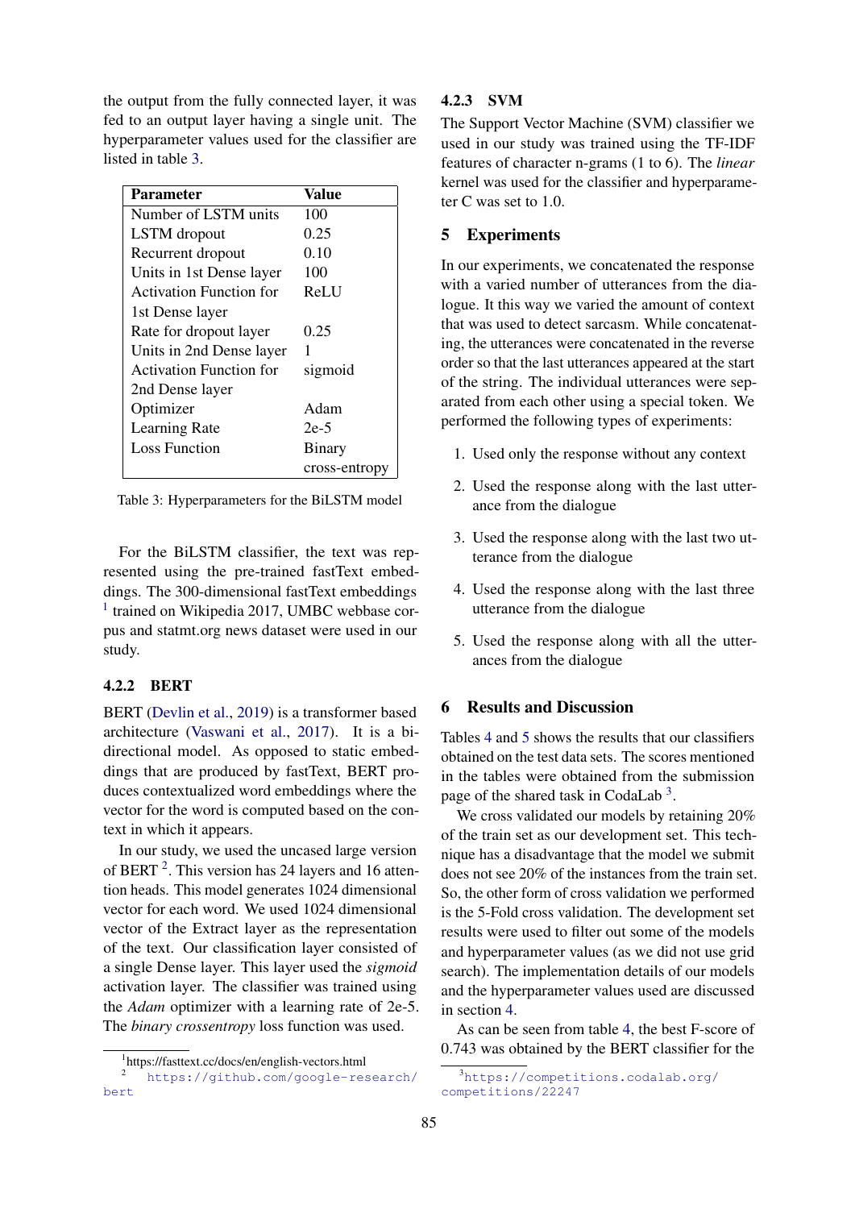the output from the fully connected layer, it was fed to an output layer having a single unit. The hyperparameter values used for the classifier are listed in table 3.

| Parameter | Value |
|---|---|
| Number of LSTM units | 100 |
| LSTM dropout | 0.25 |
| Recurrent dropout | 0.10 |
| Units in 1st Dense layer | 100 |
| Activation Function for 1st Dense layer | ReLU |
| Rate for dropout layer | 0.25 |
| Units in 2nd Dense layer | 1 |
| Activation Function for 2nd Dense layer | sigmoid |
| Optimizer | Adam |
| Learning Rate | 2e-5 |
| Loss Function | Binary cross-entropy |

Table 3: Hyperparameters for the BiLSTM model

For the BiLSTM classifier, the text was represented using the pre-trained fastText embeddings. The 300-dimensional fastText embeddings [1] trained on Wikipedia 2017, UMBC webbase corpus and statmt.org news dataset were used in our study.

### 4.2.2 BERT

BERT (Devlin et al., 2019) is a transformer based architecture (Vaswani et al., 2017). It is a bidirectional model. As opposed to static embeddings that are produced by fastText, BERT produces contextualized word embeddings where the vector for the word is computed based on the context in which it appears.

In our study, we used the uncased large version of BERT [2]. This version has 24 layers and 16 attention heads. This model generates 1024 dimensional vector for each word. We used 1024 dimensional vector of the Extract layer as the representation of the text. Our classification layer consisted of a single Dense layer. This layer used the *sigmoid* activation layer. The classifier was trained using the *Adam* optimizer with a learning rate of 2e-5. The *binary crossentropy* loss function was used.

### 4.2.3 SVM

The Support Vector Machine (SVM) classifier we used in our study was trained using the TF-IDF features of character n-grams (1 to 6). The *linear* kernel was used for the classifier and hyperparameter C was set to 1.0.

## 5 Experiments

In our experiments, we concatenated the response with a varied number of utterances from the dialogue. It this way we varied the amount of context that was used to detect sarcasm. While concatenating, the utterances were concatenated in the reverse order so that the last utterances appeared at the start of the string. The individual utterances were separated from each other using a special token. We performed the following types of experiments:

1. Used only the response without any context
2. Used the response along with the last utterance from the dialogue
3. Used the response along with the last two utterance from the dialogue
4. Used the response along with the last three utterance from the dialogue
5. Used the response along with all the utterances from the dialogue

## 6 Results and Discussion

Tables 4 and 5 shows the results that our classifiers obtained on the test data sets. The scores mentioned in the tables were obtained from the submission page of the shared task in CodaLab [3].

We cross validated our models by retaining 20% of the train set as our development set. This technique has a disadvantage that the model we submit does not see 20% of the instances from the train set. So, the other form of cross validation we performed is the 5-Fold cross validation. The development set results were used to filter out some of the models and hyperparameter values (as we did not use grid search). The implementation details of our models and the hyperparameter values used are discussed in section 4.

As can be seen from table 4, the best F-score of 0.743 was obtained by the BERT classifier for the

[1] https://fasttext.cc/docs/en/english-vectors.html

[2] https://github.com/google-research/bert

[3] https://competitions.codalab.org/competitions/22247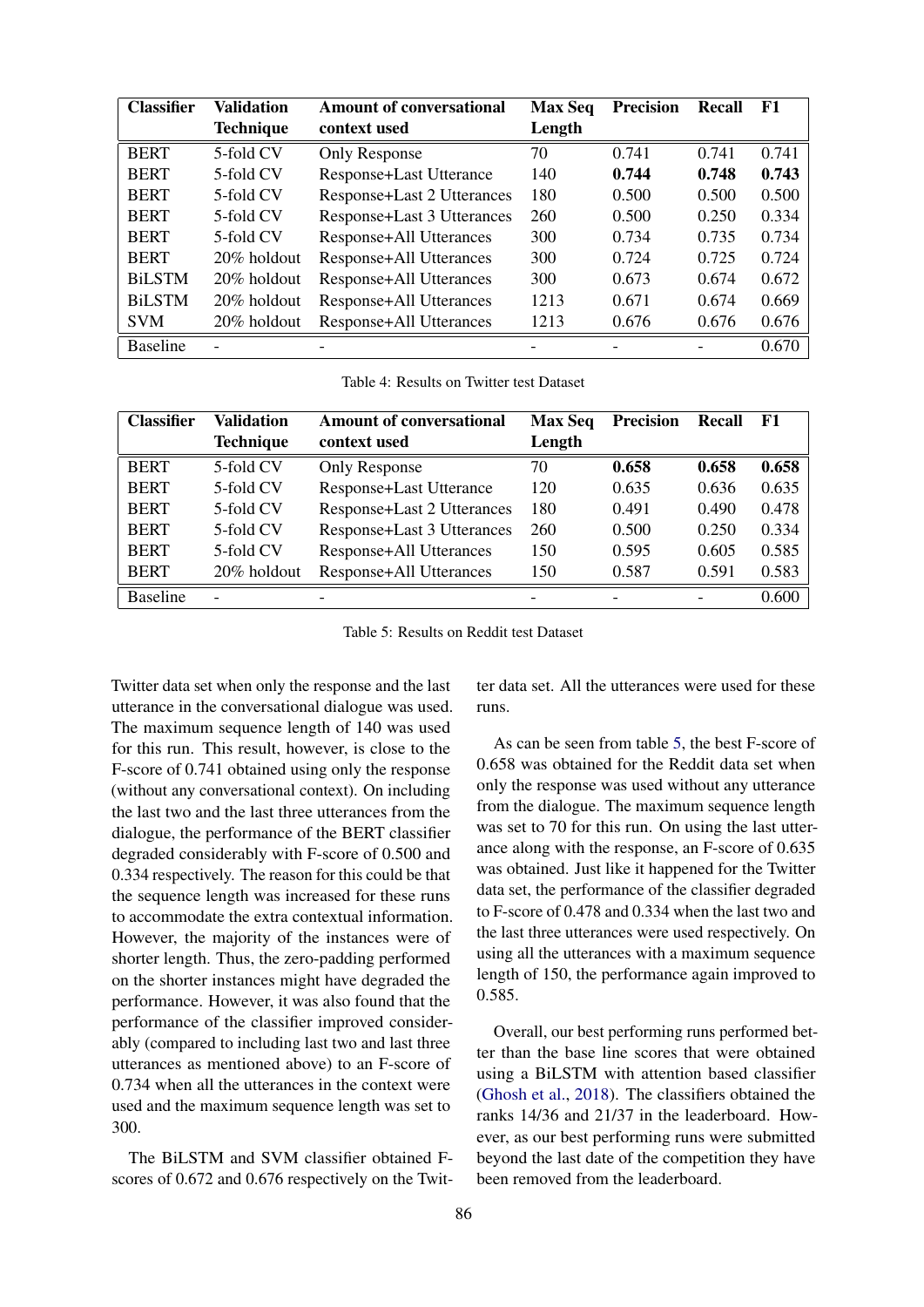| Classifier | Validation Technique | Amount of conversational context used | Max Seq Length | Precision | Recall | F1 |
|---|---|---|---|---|---|---|
| BERT | 5-fold CV | Only Response | 70 | 0.741 | 0.741 | 0.741 |
| BERT | 5-fold CV | Response+Last Utterance | 140 | **0.744** | **0.748** | **0.743** |
| BERT | 5-fold CV | Response+Last 2 Utterances | 180 | 0.500 | 0.500 | 0.500 |
| BERT | 5-fold CV | Response+Last 3 Utterances | 260 | 0.500 | 0.250 | 0.334 |
| BERT | 5-fold CV | Response+All Utterances | 300 | 0.734 | 0.735 | 0.734 |
| BERT | 20% holdout | Response+All Utterances | 300 | 0.724 | 0.725 | 0.724 |
| BiLSTM | 20% holdout | Response+All Utterances | 300 | 0.673 | 0.674 | 0.672 |
| BiLSTM | 20% holdout | Response+All Utterances | 1213 | 0.671 | 0.674 | 0.669 |
| SVM | 20% holdout | Response+All Utterances | 1213 | 0.676 | 0.676 | 0.676 |
| Baseline | - | - | - | - | - | 0.670 |

Table 4: Results on Twitter test Dataset

| Classifier | Validation Technique | Amount of conversational context used | Max Seq Length | Precision | Recall | F1 |
|---|---|---|---|---|---|---|
| BERT | 5-fold CV | Only Response | 70 | **0.658** | **0.658** | **0.658** |
| BERT | 5-fold CV | Response+Last Utterance | 120 | 0.635 | 0.636 | 0.635 |
| BERT | 5-fold CV | Response+Last 2 Utterances | 180 | 0.491 | 0.490 | 0.478 |
| BERT | 5-fold CV | Response+Last 3 Utterances | 260 | 0.500 | 0.250 | 0.334 |
| BERT | 5-fold CV | Response+All Utterances | 150 | 0.595 | 0.605 | 0.585 |
| BERT | 20% holdout | Response+All Utterances | 150 | 0.587 | 0.591 | 0.583 |
| Baseline | - | - | - | - | - | 0.600 |

Table 5: Results on Reddit test Dataset

Twitter data set when only the response and the last utterance in the conversational dialogue was used. The maximum sequence length of 140 was used for this run. This result, however, is close to the F-score of 0.741 obtained using only the response (without any conversational context). On including the last two and the last three utterances from the dialogue, the performance of the BERT classifier degraded considerably with F-score of 0.500 and 0.334 respectively. The reason for this could be that the sequence length was increased for these runs to accommodate the extra contextual information. However, the majority of the instances were of shorter length. Thus, the zero-padding performed on the shorter instances might have degraded the performance. However, it was also found that the performance of the classifier improved considerably (compared to including last two and last three utterances as mentioned above) to an F-score of 0.734 when all the utterances in the context were used and the maximum sequence length was set to 300.

The BiLSTM and SVM classifier obtained F-scores of 0.672 and 0.676 respectively on the Twitter data set. All the utterances were used for these runs.

As can be seen from table 5, the best F-score of 0.658 was obtained for the Reddit data set when only the response was used without any utterance from the dialogue. The maximum sequence length was set to 70 for this run. On using the last utterance along with the response, an F-score of 0.635 was obtained. Just like it happened for the Twitter data set, the performance of the classifier degraded to F-score of 0.478 and 0.334 when the last two and the last three utterances were used respectively. On using all the utterances with a maximum sequence length of 150, the performance again improved to 0.585.

Overall, our best performing runs performed better than the base line scores that were obtained using a BiLSTM with attention based classifier (Ghosh et al., 2018). The classifiers obtained the ranks 14/36 and 21/37 in the leaderboard. However, as our best performing runs were submitted beyond the last date of the competition they have been removed from the leaderboard.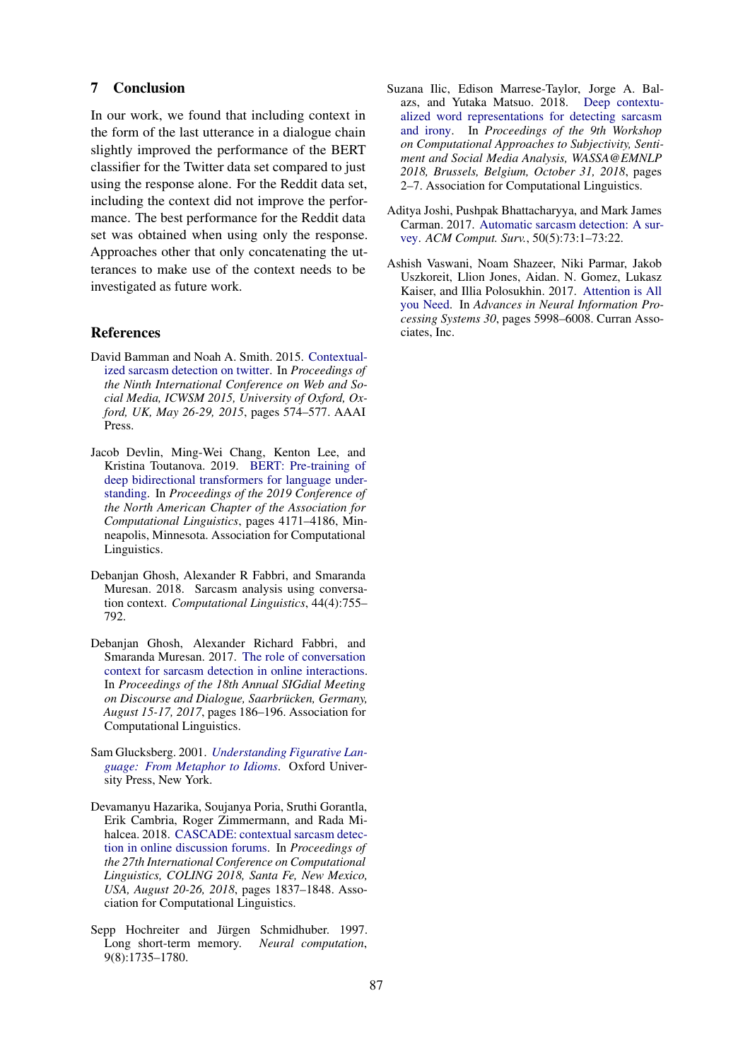## 7 Conclusion

In our work, we found that including context in the form of the last utterance in a dialogue chain slightly improved the performance of the BERT classifier for the Twitter data set compared to just using the response alone. For the Reddit data set, including the context did not improve the performance. The best performance for the Reddit data set was obtained when using only the response. Approaches other that only concatenating the utterances to make use of the context needs to be investigated as future work.

## References

David Bamman and Noah A. Smith. 2015. Contextualized sarcasm detection on twitter. In *Proceedings of the Ninth International Conference on Web and Social Media, ICWSM 2015, University of Oxford, Oxford, UK, May 26-29, 2015*, pages 574–577. AAAI Press.

Jacob Devlin, Ming-Wei Chang, Kenton Lee, and Kristina Toutanova. 2019. BERT: Pre-training of deep bidirectional transformers for language understanding. In *Proceedings of the 2019 Conference of the North American Chapter of the Association for Computational Linguistics*, pages 4171–4186, Minneapolis, Minnesota. Association for Computational Linguistics.

Debanjan Ghosh, Alexander R Fabbri, and Smaranda Muresan. 2018. Sarcasm analysis using conversation context. *Computational Linguistics*, 44(4):755–792.

Debanjan Ghosh, Alexander Richard Fabbri, and Smaranda Muresan. 2017. The role of conversation context for sarcasm detection in online interactions. In *Proceedings of the 18th Annual SIGdial Meeting on Discourse and Dialogue, Saarbrücken, Germany, August 15-17, 2017*, pages 186–196. Association for Computational Linguistics.

Sam Glucksberg. 2001. *Understanding Figurative Language: From Metaphor to Idioms*. Oxford University Press, New York.

Devamanyu Hazarika, Soujanya Poria, Sruthi Gorantla, Erik Cambria, Roger Zimmermann, and Rada Mihalcea. 2018. CASCADE: contextual sarcasm detection in online discussion forums. In *Proceedings of the 27th International Conference on Computational Linguistics, COLING 2018, Santa Fe, New Mexico, USA, August 20-26, 2018*, pages 1837–1848. Association for Computational Linguistics.

Sepp Hochreiter and Jürgen Schmidhuber. 1997. Long short-term memory. *Neural computation*, 9(8):1735–1780.

Suzana Ilic, Edison Marrese-Taylor, Jorge A. Balazs, and Yutaka Matsuo. 2018. Deep contextualized word representations for detecting sarcasm and irony. In *Proceedings of the 9th Workshop on Computational Approaches to Subjectivity, Sentiment and Social Media Analysis, WASSA@EMNLP 2018, Brussels, Belgium, October 31, 2018*, pages 2–7. Association for Computational Linguistics.

Aditya Joshi, Pushpak Bhattacharyya, and Mark James Carman. 2017. Automatic sarcasm detection: A survey. *ACM Comput. Surv.*, 50(5):73:1–73:22.

Ashish Vaswani, Noam Shazeer, Niki Parmar, Jakob Uszkoreit, Llion Jones, Aidan. N. Gomez, Lukasz Kaiser, and Illia Polosukhin. 2017. Attention is All you Need. In *Advances in Neural Information Processing Systems 30*, pages 5998–6008. Curran Associates, Inc.